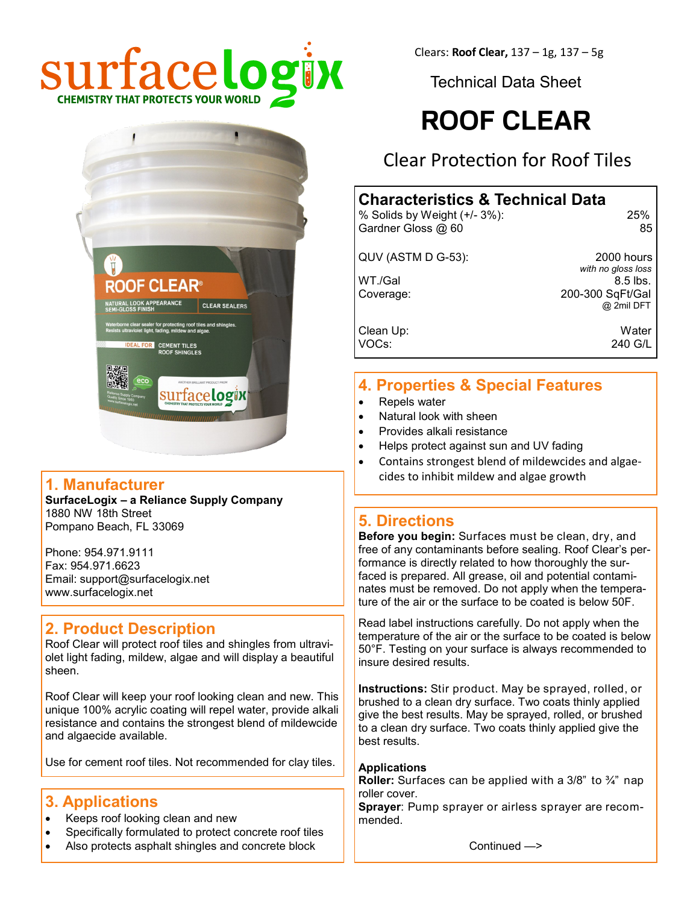surfacelogix

CHEMISTRY THAT PROTECTS YOUR WORLD

Clears: **Roof Clear,** 137 – 1g, 137 – 5g

Technical Data Sheet

# ROOF CLEAR

Clear Protection for Roof Tiles

## 1. Manufacturer

**SurfaceLogix – a Reliance Supply Company**
1880 NW 18th Street
Pompano Beach, FL 33069

Phone: 954.971.9111
Fax: 954.971.6623
Email: support@surfacelogix.net
www.surfacelogix.net

## 2. Product Description

Roof Clear will protect roof tiles and shingles from ultraviolet light fading, mildew, algae and will display a beautiful sheen.

Roof Clear will keep your roof looking clean and new. This unique 100% acrylic coating will repel water, provide alkali resistance and contains the strongest blend of mildewcide and algaecide available.

Use for cement roof tiles. Not recommended for clay tiles.

## 3. Applications

- Keeps roof looking clean and new
- Specifically formulated to protect concrete roof tiles
- Also protects asphalt shingles and concrete block

## Characteristics & Technical Data

| | |
|---|---|
| % Solids by Weight (+/- 3%): | 25% |
| Gardner Gloss @ 60 | 85 |
| QUV (ASTM D G-53): | 2000 hours *with no gloss loss* |
| WT./Gal | 8.5 lbs. |
| Coverage: | 200-300 SqFt/Gal @ 2mil DFT |
| Clean Up: | Water |
| VOCs: | 240 G/L |

## 4. Properties & Special Features

- Repels water
- Natural look with sheen
- Provides alkali resistance
- Helps protect against sun and UV fading
- Contains strongest blend of mildewcides and algaecides to inhibit mildew and algae growth

## 5. Directions

**Before you begin:** Surfaces must be clean, dry, and free of any contaminants before sealing. Roof Clear's performance is directly related to how thoroughly the surfaced is prepared. All grease, oil and potential contaminates must be removed. Do not apply when the temperature of the air or the surface to be coated is below 50F.

Read label instructions carefully. Do not apply when the temperature of the air or the surface to be coated is below 50°F. Testing on your surface is always recommended to insure desired results.

**Instructions:** Stir product. May be sprayed, rolled, or brushed to a clean dry surface. Two coats thinly applied give the best results. May be sprayed, rolled, or brushed to a clean dry surface. Two coats thinly applied give the best results.

**Applications**
**Roller:** Surfaces can be applied with a 3/8" to ¾" nap roller cover.
**Sprayer**: Pump sprayer or airless sprayer are recommended.

Continued —>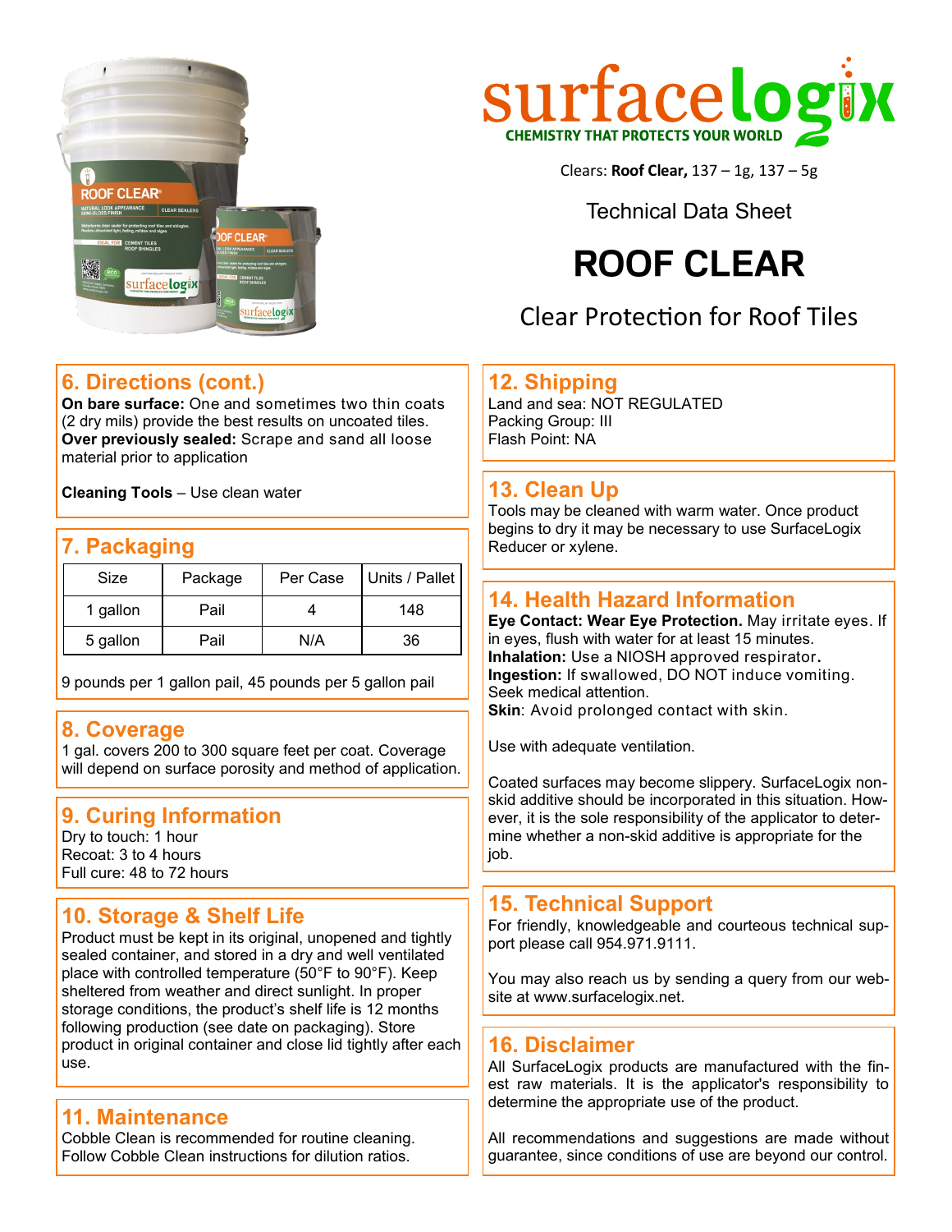surfacelogix
CHEMISTRY THAT PROTECTS YOUR WORLD

Clears: **Roof Clear,** 137 – 1g, 137 – 5g

Technical Data Sheet

# ROOF CLEAR

## Clear Protection for Roof Tiles

## 6. Directions (cont.)

**On bare surface:** One and sometimes two thin coats (2 dry mils) provide the best results on uncoated tiles.
**Over previously sealed:** Scrape and sand all loose material prior to application

**Cleaning Tools** – Use clean water

## 7. Packaging

| Size | Package | Per Case | Units / Pallet |
|---|---|---|---|
| 1 gallon | Pail | 4 | 148 |
| 5 gallon | Pail | N/A | 36 |

9 pounds per 1 gallon pail, 45 pounds per 5 gallon pail

## 8. Coverage

1 gal. covers 200 to 300 square feet per coat. Coverage will depend on surface porosity and method of application.

## 9. Curing Information

Dry to touch: 1 hour
Recoat: 3 to 4 hours
Full cure: 48 to 72 hours

## 10. Storage & Shelf Life

Product must be kept in its original, unopened and tightly sealed container, and stored in a dry and well ventilated place with controlled temperature (50°F to 90°F). Keep sheltered from weather and direct sunlight. In proper storage conditions, the product's shelf life is 12 months following production (see date on packaging). Store product in original container and close lid tightly after each use.

## 11. Maintenance

Cobble Clean is recommended for routine cleaning. Follow Cobble Clean instructions for dilution ratios.

## 12. Shipping

Land and sea: NOT REGULATED
Packing Group: III
Flash Point: NA

## 13. Clean Up

Tools may be cleaned with warm water. Once product begins to dry it may be necessary to use SurfaceLogix Reducer or xylene.

## 14. Health Hazard Information

**Eye Contact: Wear Eye Protection.** May irritate eyes. If in eyes, flush with water for at least 15 minutes.
**Inhalation:** Use a NIOSH approved respirator**.**
**Ingestion:** If swallowed, DO NOT induce vomiting. Seek medical attention.
**Skin**: Avoid prolonged contact with skin.

Use with adequate ventilation.

Coated surfaces may become slippery. SurfaceLogix non-skid additive should be incorporated in this situation. However, it is the sole responsibility of the applicator to determine whether a non-skid additive is appropriate for the job.

## 15. Technical Support

For friendly, knowledgeable and courteous technical support please call 954.971.9111.

You may also reach us by sending a query from our website at www.surfacelogix.net.

## 16. Disclaimer

All SurfaceLogix products are manufactured with the finest raw materials. It is the applicator's responsibility to determine the appropriate use of the product.

All recommendations and suggestions are made without guarantee, since conditions of use are beyond our control.